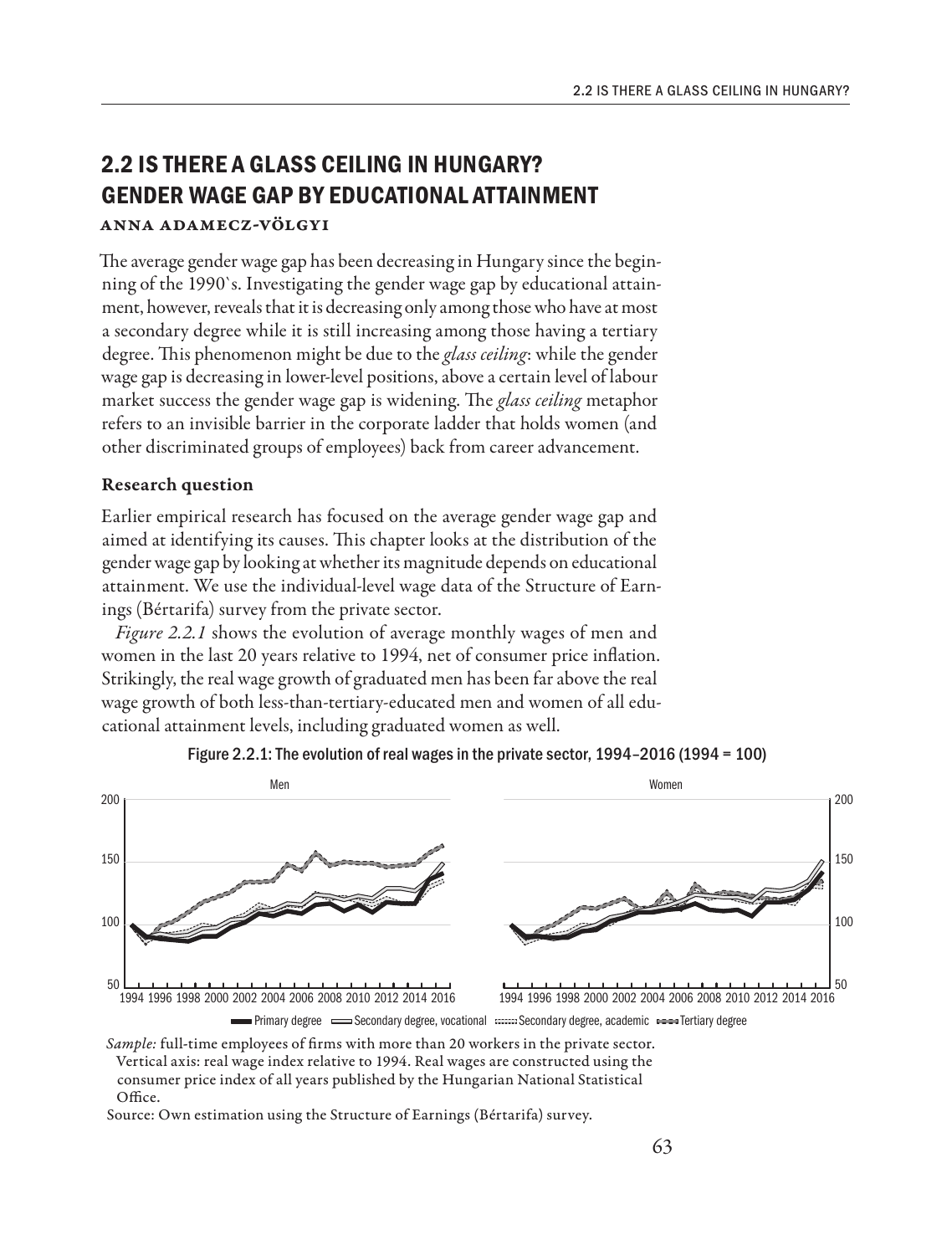# 2.2 IS THERE A GLASS CEILING IN HUNGARY? GENDER WAGE GAP BY EDUCATIONAL ATTAINMENT

**ANNA ADAMECZ-VÖLGYI**

The average gender wage gap has been decreasing in Hungary since the beginning of the 1990`s. Investigating the gender wage gap by educational attainment, however, reveals that it is decreasing only among those who have at most a secondary degree while it is still increasing among those having a tertiary degree. This phenomenon might be due to the *glass ceiling*: while the gender wage gap is decreasing in lower-level positions, above a certain level of labour market success the gender wage gap is widening. The *glass ceiling* metaphor refers to an invisible barrier in the corporate ladder that holds women (and other discriminated groups of employees) back from career advancement.

### Research question

Earlier empirical research has focused on the average gender wage gap and aimed at identifying its causes. This chapter looks at the distribution of the gender wage gap by looking at whether its magnitude depends on educational attainment. We use the individual-level wage data of the Structure of Earnings (Bértarifa) survey from the private sector.

*Figure 2.2.1* shows the evolution of average monthly wages of men and women in the last 20 years relative to 1994, net of consumer price inflation. Strikingly, the real wage growth of graduated men has been far above the real wage growth of both less-than-tertiary-educated men and women of all educational attainment levels, including graduated women as well.

Figure 2.2.1: The evolution of real wages in the private sector, 1994–2016 (1994 = 100)

*Sample:* full-time employees of firms with more than 20 workers in the private sector. Vertical axis: real wage index relative to 1994. Real wages are constructed using the consumer price index of all years published by the Hungarian National Statistical Office.

Source: Own estimation using the Structure of Earnings (Bértarifa) survey.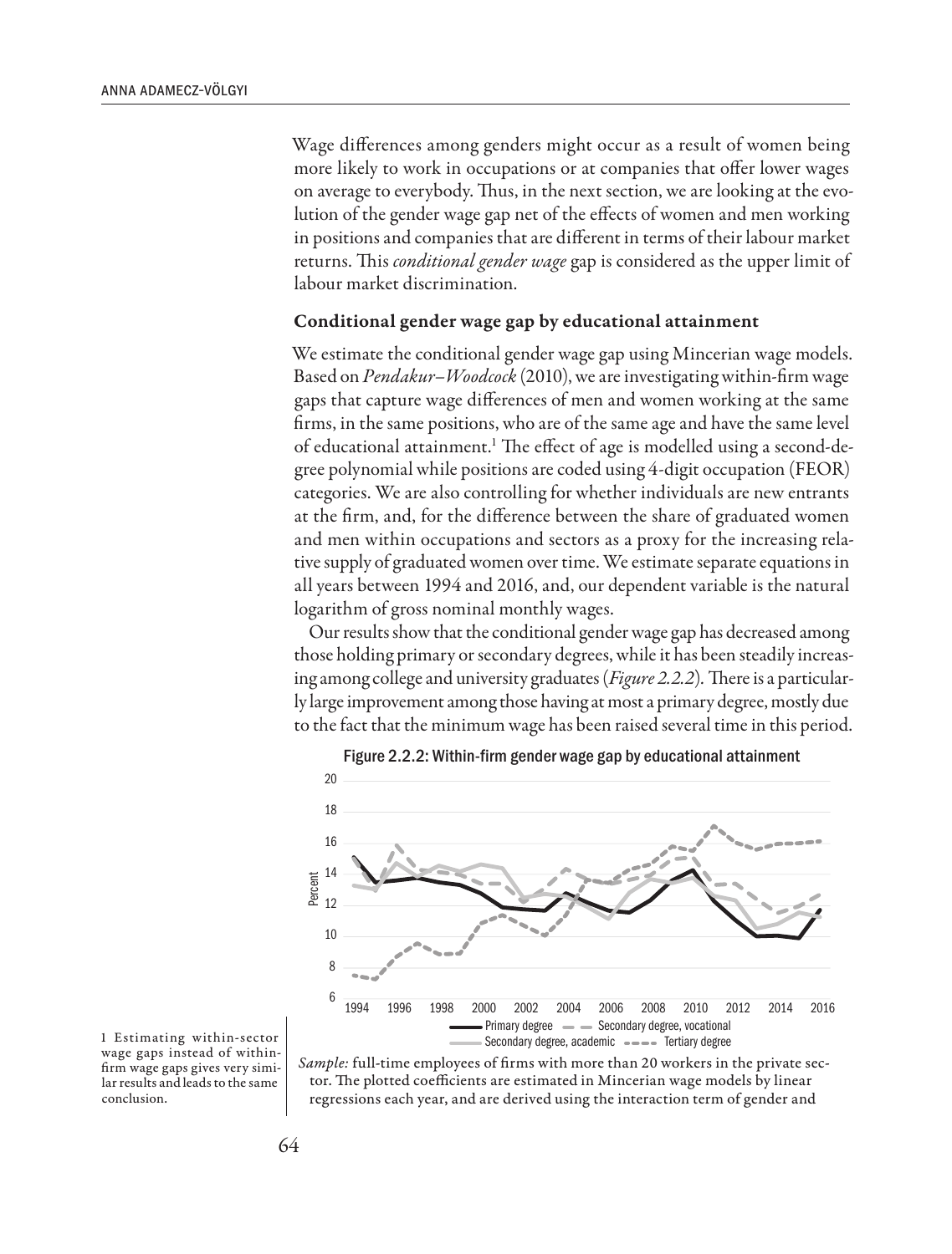Wage differences among genders might occur as a result of women being more likely to work in occupations or at companies that offer lower wages on average to everybody. Thus, in the next section, we are looking at the evolution of the gender wage gap net of the effects of women and men working in positions and companies that are different in terms of their labour market returns. This *conditional gender wage* gap is considered as the upper limit of labour market discrimination.

### Conditional gender wage gap by educational attainment

We estimate the conditional gender wage gap using Mincerian wage models. Based on *Pendakur–Woodcock* (2010), we are investigating within-firm wage gaps that capture wage differences of men and women working at the same firms, in the same positions, who are of the same age and have the same level of educational attainment.[1] The effect of age is modelled using a second-degree polynomial while positions are coded using 4-digit occupation (FEOR) categories. We are also controlling for whether individuals are new entrants at the firm, and, for the difference between the share of graduated women and men within occupations and sectors as a proxy for the increasing relative supply of graduated women over time. We estimate separate equations in all years between 1994 and 2016, and, our dependent variable is the natural logarithm of gross nominal monthly wages.

Our results show that the conditional gender wage gap has decreased among those holding primary or secondary degrees, while it has been steadily increasing among college and university graduates (*Figure 2.2.2*). There is a particularly large improvement among those having at most a primary degree, mostly due to the fact that the minimum wage has been raised several time in this period.

Figure 2.2.2: Within-firm gender wage gap by educational attainment

*Sample:* full-time employees of firms with more than 20 workers in the private sector. The plotted coefficients are estimated in Mincerian wage models by linear regressions each year, and are derived using the interaction term of gender and

[1] Estimating within-sector wage gaps instead of within-firm wage gaps gives very similar results and leads to the same conclusion.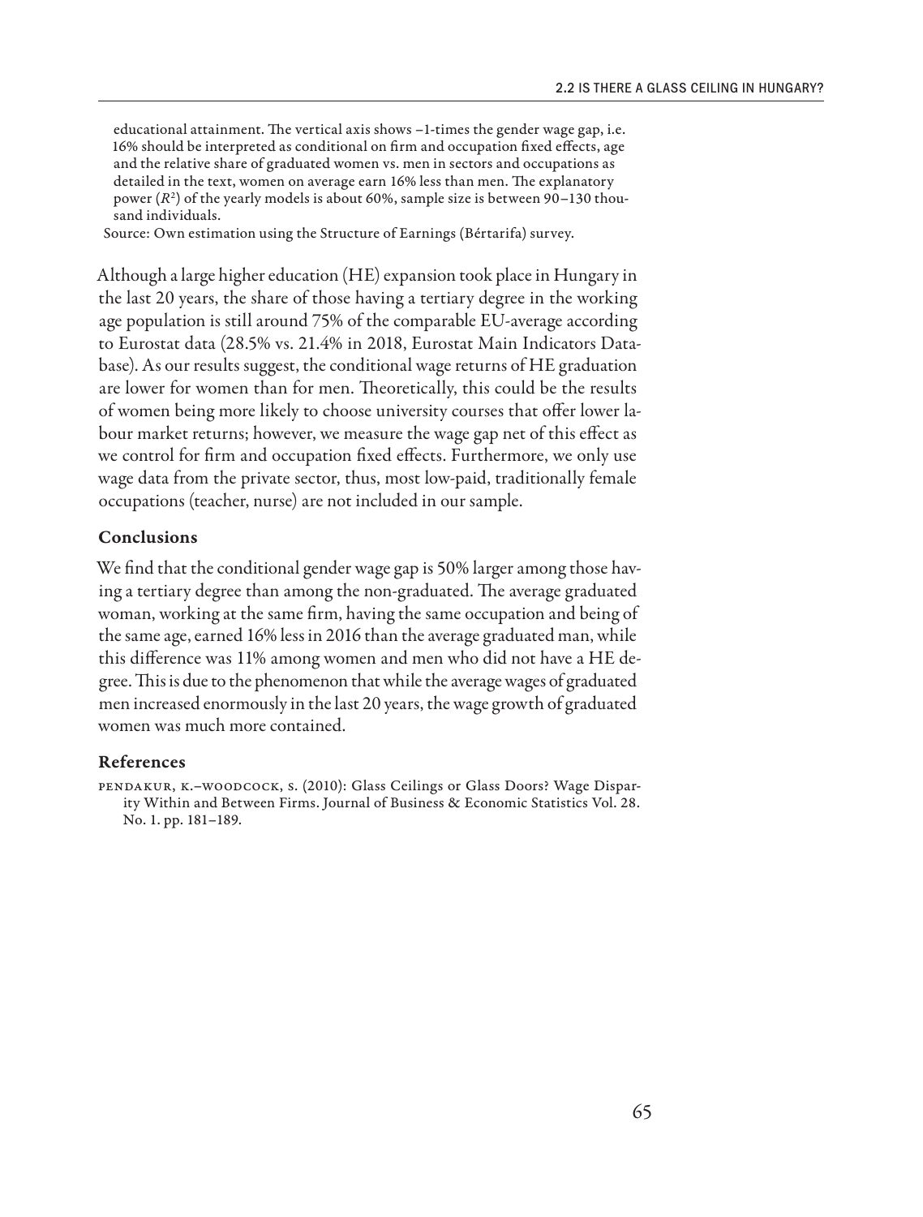educational attainment. The vertical axis shows –1-times the gender wage gap, i.e. 16% should be interpreted as conditional on firm and occupation fixed effects, age and the relative share of graduated women vs. men in sectors and occupations as detailed in the text, women on average earn 16% less than men. The explanatory power ($R^2$) of the yearly models is about 60%, sample size is between 90–130 thousand individuals.

Source: Own estimation using the Structure of Earnings (Bértarifa) survey.

Although a large higher education (HE) expansion took place in Hungary in the last 20 years, the share of those having a tertiary degree in the working age population is still around 75% of the comparable EU-average according to Eurostat data (28.5% vs. 21.4% in 2018, Eurostat Main Indicators Database). As our results suggest, the conditional wage returns of HE graduation are lower for women than for men. Theoretically, this could be the results of women being more likely to choose university courses that offer lower labour market returns; however, we measure the wage gap net of this effect as we control for firm and occupation fixed effects. Furthermore, we only use wage data from the private sector, thus, most low-paid, traditionally female occupations (teacher, nurse) are not included in our sample.

## Conclusions

We find that the conditional gender wage gap is 50% larger among those having a tertiary degree than among the non-graduated. The average graduated woman, working at the same firm, having the same occupation and being of the same age, earned 16% less in 2016 than the average graduated man, while this difference was 11% among women and men who did not have a HE degree. This is due to the phenomenon that while the average wages of graduated men increased enormously in the last 20 years, the wage growth of graduated women was much more contained.

## References

Pendakur, K.–Woodcock, S. (2010): Glass Ceilings or Glass Doors? Wage Disparity Within and Between Firms. Journal of Business & Economic Statistics Vol. 28. No. 1. pp. 181–189.